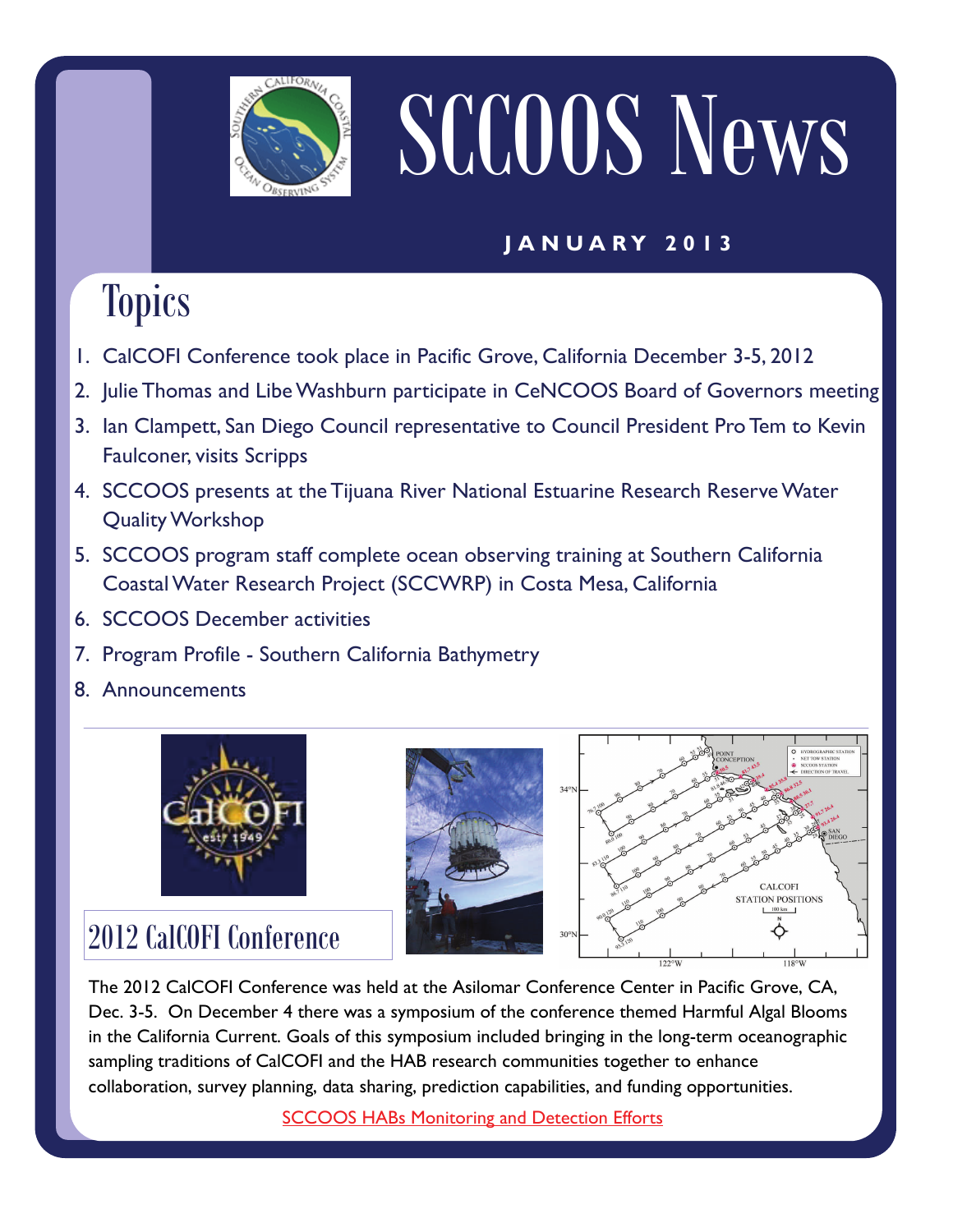# SCCOOS News

**JANUARY 2013**

## Topics

1. CalCOFI Conference took place in Pacific Grove, California December 3-5, 2012
2. Julie Thomas and Libe Washburn participate in CeNCOOS Board of Governors meeting
3. Ian Clampett, San Diego Council representative to Council President Pro Tem to Kevin Faulconer, visits Scripps
4. SCCOOS presents at the Tijuana River National Estuarine Research Reserve Water Quality Workshop
5. SCCOOS program staff complete ocean observing training at Southern California Coastal Water Research Project (SCCWRP) in Costa Mesa, California
6. SCCOOS December activities
7. Program Profile - Southern California Bathymetry
8. Announcements

## 2012 CalCOFI Conference

The 2012 CalCOFI Conference was held at the Asilomar Conference Center in Pacific Grove, CA, Dec. 3-5. On December 4 there was a symposium of the conference themed Harmful Algal Blooms in the California Current. Goals of this symposium included bringing in the long-term oceanographic sampling traditions of CalCOFI and the HAB research communities together to enhance collaboration, survey planning, data sharing, prediction capabilities, and funding opportunities.

SCCOOS HABs Monitoring and Detection Efforts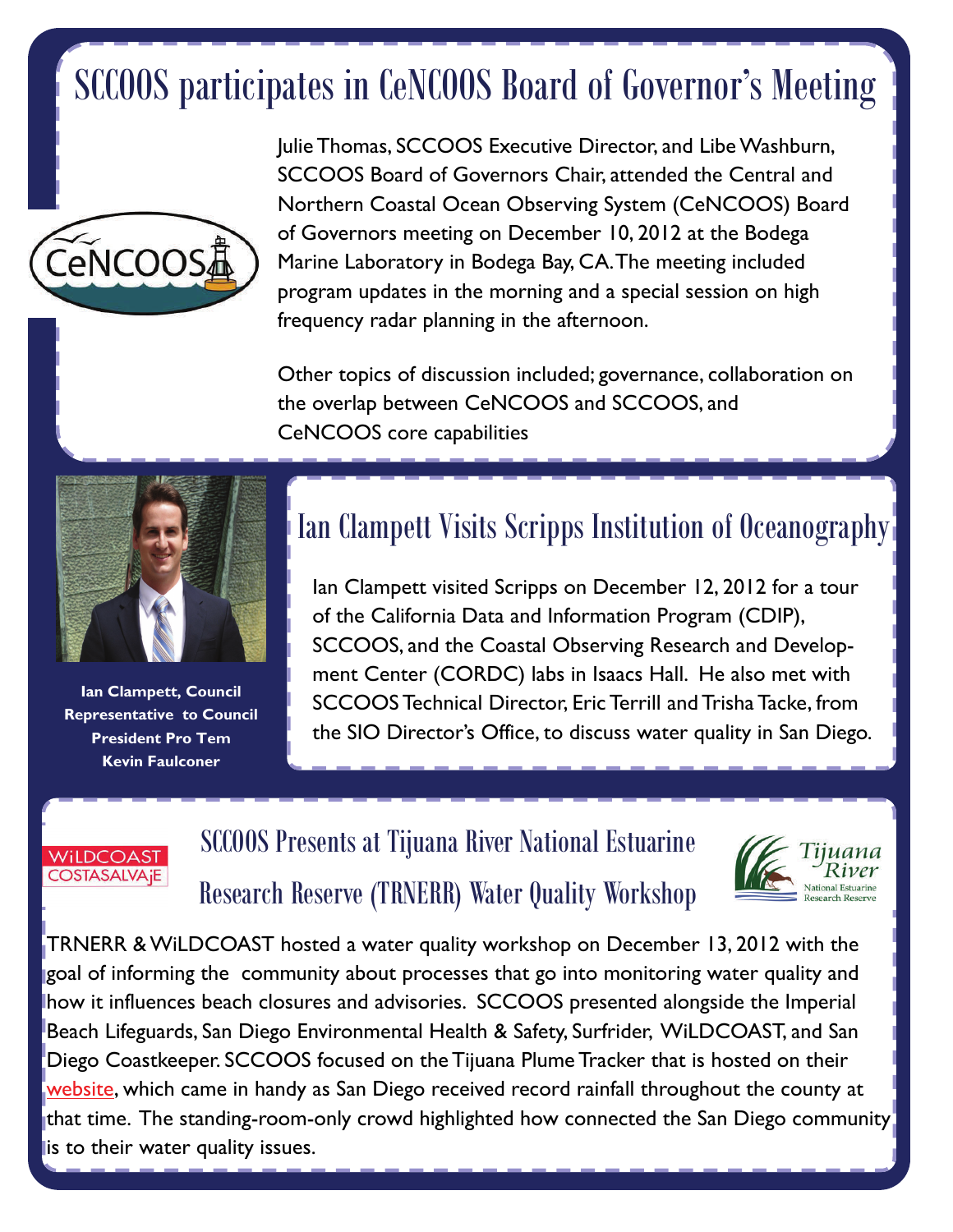# SCCOOS participates in CeNCOOS Board of Governor's Meeting

Julie Thomas, SCCOOS Executive Director, and Libe Washburn, SCCOOS Board of Governors Chair, attended the Central and Northern Coastal Ocean Observing System (CeNCOOS) Board of Governors meeting on December 10, 2012 at the Bodega Marine Laboratory in Bodega Bay, CA. The meeting included program updates in the morning and a special session on high frequency radar planning in the afternoon.

Other topics of discussion included; governance, collaboration on the overlap between CeNCOOS and SCCOOS, and CeNCOOS core capabilities

# Ian Clampett Visits Scripps Institution of Oceanography

**Ian Clampett, Council Representative to Council President Pro Tem Kevin Faulconer**

Ian Clampett visited Scripps on December 12, 2012 for a tour of the California Data and Information Program (CDIP), SCCOOS, and the Coastal Observing Research and Development Center (CORDC) labs in Isaacs Hall. He also met with SCCOOS Technical Director, Eric Terrill and Trisha Tacke, from the SIO Director's Office, to discuss water quality in San Diego.

# SCCOOS Presents at Tijuana River National Estuarine Research Reserve (TRNERR) Water Quality Workshop

TRNERR & WiLDCOAST hosted a water quality workshop on December 13, 2012 with the goal of informing the community about processes that go into monitoring water quality and how it influences beach closures and advisories. SCCOOS presented alongside the Imperial Beach Lifeguards, San Diego Environmental Health & Safety, Surfrider, WiLDCOAST, and San Diego Coastkeeper. SCCOOS focused on the Tijuana Plume Tracker that is hosted on their website, which came in handy as San Diego received record rainfall throughout the county at that time. The standing-room-only crowd highlighted how connected the San Diego community is to their water quality issues.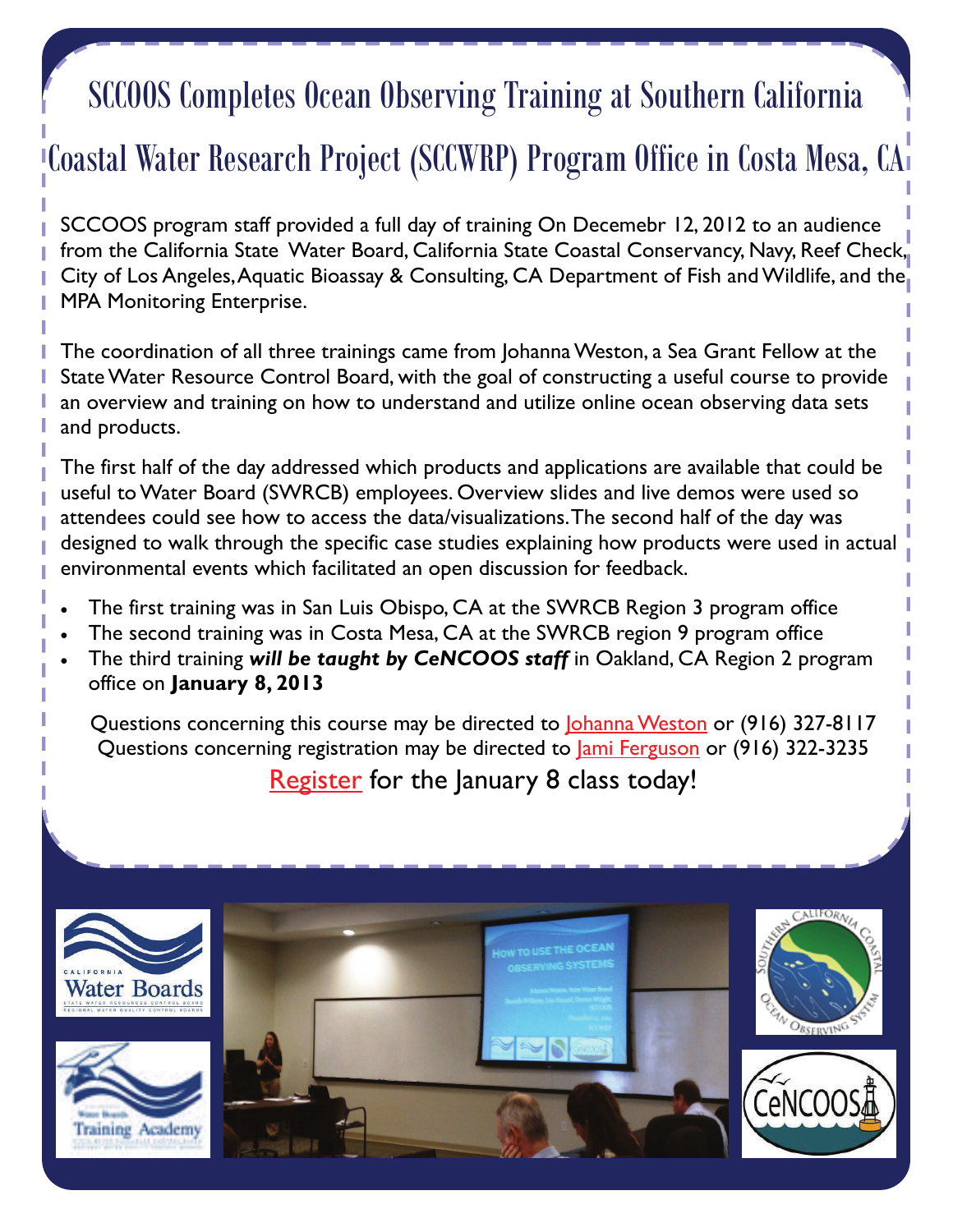# SCCOOS Completes Ocean Observing Training at Southern California Coastal Water Research Project (SCCWRP) Program Office in Costa Mesa, CA

SCCOOS program staff provided a full day of training On Decemebr 12, 2012 to an audience from the California State Water Board, California State Coastal Conservancy, Navy, Reef Check, City of Los Angeles, Aquatic Bioassay & Consulting, CA Department of Fish and Wildlife, and the MPA Monitoring Enterprise.

The coordination of all three trainings came from Johanna Weston, a Sea Grant Fellow at the State Water Resource Control Board, with the goal of constructing a useful course to provide an overview and training on how to understand and utilize online ocean observing data sets and products.

The first half of the day addressed which products and applications are available that could be useful to Water Board (SWRCB) employees. Overview slides and live demos were used so attendees could see how to access the data/visualizations. The second half of the day was designed to walk through the specific case studies explaining how products were used in actual environmental events which facilitated an open discussion for feedback.

- The first training was in San Luis Obispo, CA at the SWRCB Region 3 program office
- The second training was in Costa Mesa, CA at the SWRCB region 9 program office
- The third training ***will be taught by CeNCOOS staff*** in Oakland, CA Region 2 program office on **January 8, 2013**

Questions concerning this course may be directed to Johanna Weston or (916) 327-8117
Questions concerning registration may be directed to Jami Ferguson or (916) 322-3235

Register for the January 8 class today!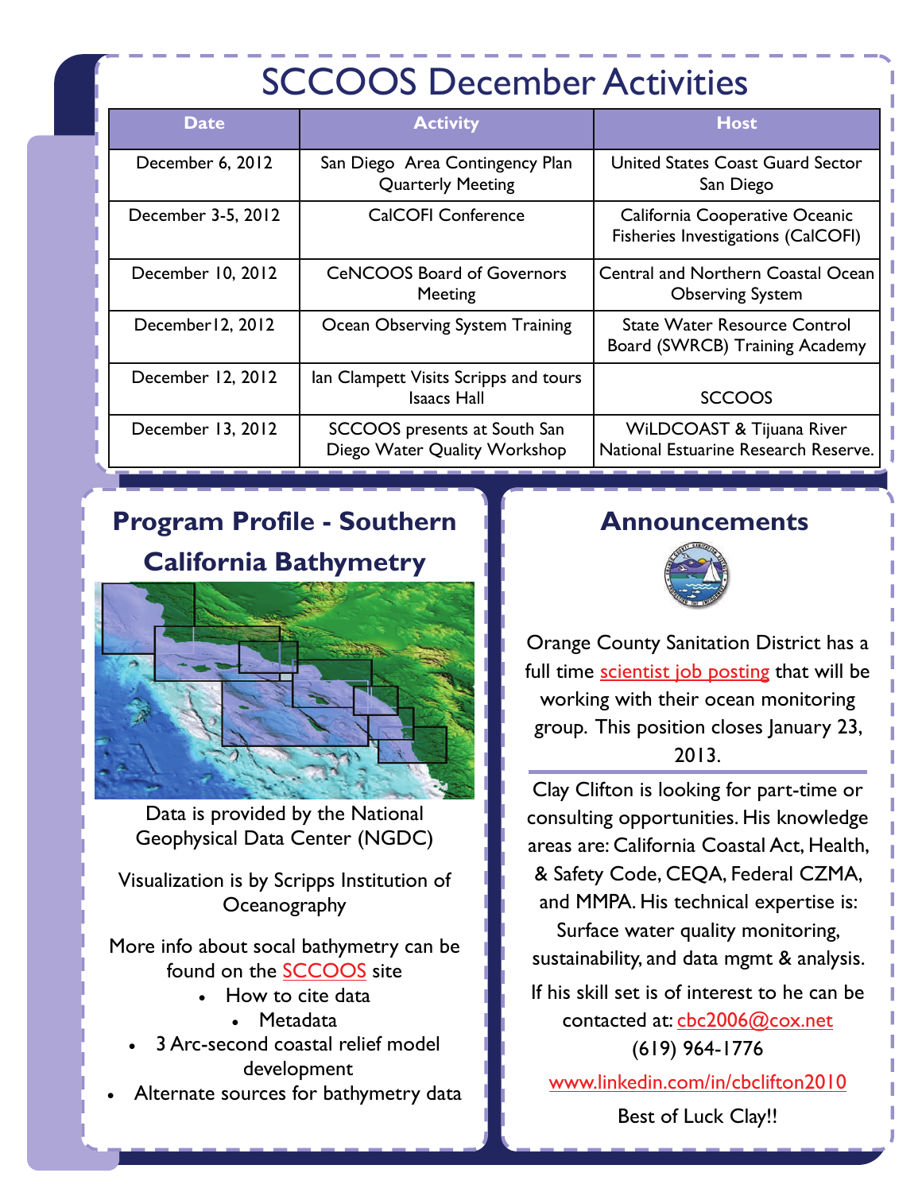# SCCOOS December Activities

| Date | Activity | Host |
| --- | --- | --- |
| December 6, 2012 | San Diego Area Contingency Plan Quarterly Meeting | United States Coast Guard Sector San Diego |
| December 3-5, 2012 | CalCOFI Conference | California Cooperative Oceanic Fisheries Investigations (CalCOFI) |
| December 10, 2012 | CeNCOOS Board of Governors Meeting | Central and Northern Coastal Ocean Observing System |
| December12, 2012 | Ocean Observing System Training | State Water Resource Control Board (SWRCB) Training Academy |
| December 12, 2012 | Ian Clampett Visits Scripps and tours Isaacs Hall | SCCOOS |
| December 13, 2012 | SCCOOS presents at South San Diego Water Quality Workshop | WiLDCOAST & Tijuana River National Estuarine Research Reserve. |

## Program Profile - Southern California Bathymetry

Data is provided by the National Geophysical Data Center (NGDC)

Visualization is by Scripps Institution of Oceanography

More info about socal bathymetry can be found on the SCCOOS site

- How to cite data
- Metadata
- 3 Arc-second coastal relief model development
- Alternate sources for bathymetry data

## Announcements

Orange County Sanitation District has a full time scientist job posting that will be working with their ocean monitoring group. This position closes January 23, 2013.

---

Clay Clifton is looking for part-time or consulting opportunities. His knowledge areas are: California Coastal Act, Health, & Safety Code, CEQA, Federal CZMA, and MMPA. His technical expertise is: Surface water quality monitoring, sustainability, and data mgmt & analysis.

If his skill set is of interest to he can be contacted at: cbc2006@cox.net
(619) 964-1776

www.linkedin.com/in/cbclifton2010

Best of Luck Clay!!